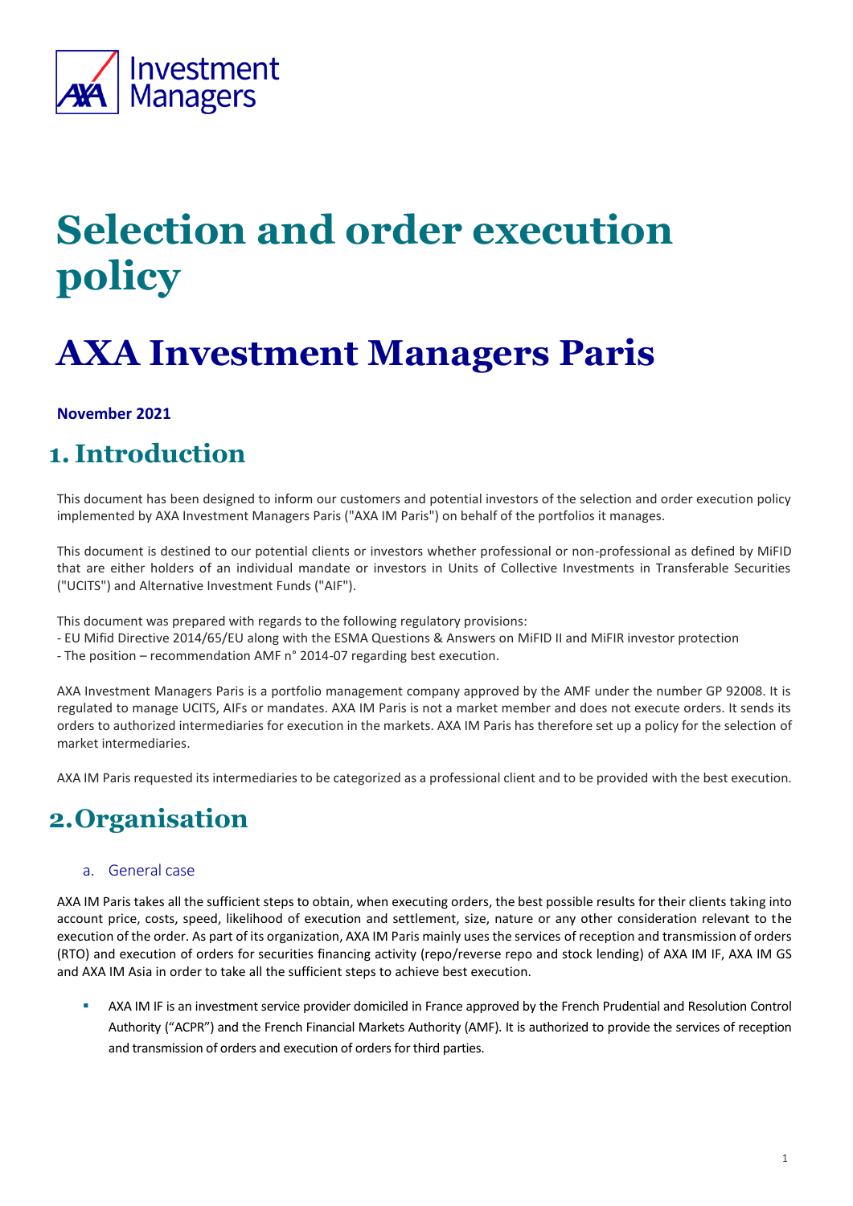# Selection and order execution policy

# AXA Investment Managers Paris

**November 2021**

## 1. Introduction

This document has been designed to inform our customers and potential investors of the selection and order execution policy implemented by AXA Investment Managers Paris ("AXA IM Paris") on behalf of the portfolios it manages.

This document is destined to our potential clients or investors whether professional or non-professional as defined by MiFID that are either holders of an individual mandate or investors in Units of Collective Investments in Transferable Securities ("UCITS") and Alternative Investment Funds ("AIF").

This document was prepared with regards to the following regulatory provisions:
- EU Mifid Directive 2014/65/EU along with the ESMA Questions & Answers on MiFID II and MiFIR investor protection
- The position – recommendation AMF n° 2014-07 regarding best execution.

AXA Investment Managers Paris is a portfolio management company approved by the AMF under the number GP 92008. It is regulated to manage UCITS, AIFs or mandates. AXA IM Paris is not a market member and does not execute orders. It sends its orders to authorized intermediaries for execution in the markets. AXA IM Paris has therefore set up a policy for the selection of market intermediaries.

AXA IM Paris requested its intermediaries to be categorized as a professional client and to be provided with the best execution.

## 2. Organisation

### a. General case

AXA IM Paris takes all the sufficient steps to obtain, when executing orders, the best possible results for their clients taking into account price, costs, speed, likelihood of execution and settlement, size, nature or any other consideration relevant to the execution of the order. As part of its organization, AXA IM Paris mainly uses the services of reception and transmission of orders (RTO) and execution of orders for securities financing activity (repo/reverse repo and stock lending) of AXA IM IF, AXA IM GS and AXA IM Asia in order to take all the sufficient steps to achieve best execution.

- AXA IM IF is an investment service provider domiciled in France approved by the French Prudential and Resolution Control Authority ("ACPR") and the French Financial Markets Authority (AMF). It is authorized to provide the services of reception and transmission of orders and execution of orders for third parties.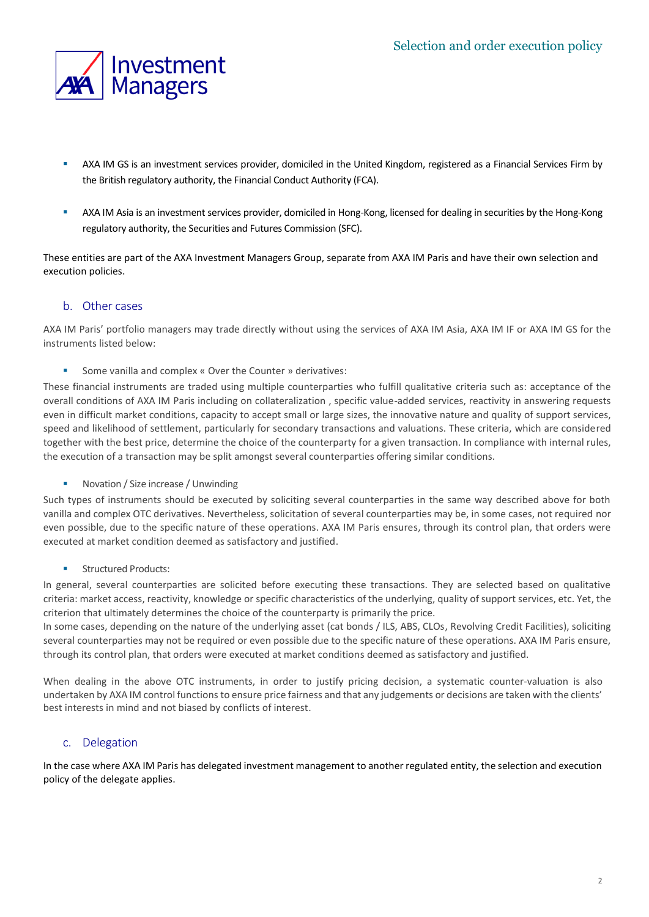- AXA IM GS is an investment services provider, domiciled in the United Kingdom, registered as a Financial Services Firm by the British regulatory authority, the Financial Conduct Authority (FCA).

- AXA IM Asia is an investment services provider, domiciled in Hong-Kong, licensed for dealing in securities by the Hong-Kong regulatory authority, the Securities and Futures Commission (SFC).

These entities are part of the AXA Investment Managers Group, separate from AXA IM Paris and have their own selection and execution policies.

## b. Other cases

AXA IM Paris' portfolio managers may trade directly without using the services of AXA IM Asia, AXA IM IF or AXA IM GS for the instruments listed below:

- Some vanilla and complex « Over the Counter » derivatives:

These financial instruments are traded using multiple counterparties who fulfill qualitative criteria such as: acceptance of the overall conditions of AXA IM Paris including on collateralization , specific value-added services, reactivity in answering requests even in difficult market conditions, capacity to accept small or large sizes, the innovative nature and quality of support services, speed and likelihood of settlement, particularly for secondary transactions and valuations. These criteria, which are considered together with the best price, determine the choice of the counterparty for a given transaction. In compliance with internal rules, the execution of a transaction may be split amongst several counterparties offering similar conditions.

- Novation / Size increase / Unwinding

Such types of instruments should be executed by soliciting several counterparties in the same way described above for both vanilla and complex OTC derivatives. Nevertheless, solicitation of several counterparties may be, in some cases, not required nor even possible, due to the specific nature of these operations. AXA IM Paris ensures, through its control plan, that orders were executed at market condition deemed as satisfactory and justified.

- Structured Products:

In general, several counterparties are solicited before executing these transactions. They are selected based on qualitative criteria: market access, reactivity, knowledge or specific characteristics of the underlying, quality of support services, etc. Yet, the criterion that ultimately determines the choice of the counterparty is primarily the price.
In some cases, depending on the nature of the underlying asset (cat bonds / ILS, ABS, CLOs, Revolving Credit Facilities), soliciting several counterparties may not be required or even possible due to the specific nature of these operations. AXA IM Paris ensure, through its control plan, that orders were executed at market conditions deemed as satisfactory and justified.

When dealing in the above OTC instruments, in order to justify pricing decision, a systematic counter-valuation is also undertaken by AXA IM control functions to ensure price fairness and that any judgements or decisions are taken with the clients' best interests in mind and not biased by conflicts of interest.

## c. Delegation

In the case where AXA IM Paris has delegated investment management to another regulated entity, the selection and execution policy of the delegate applies.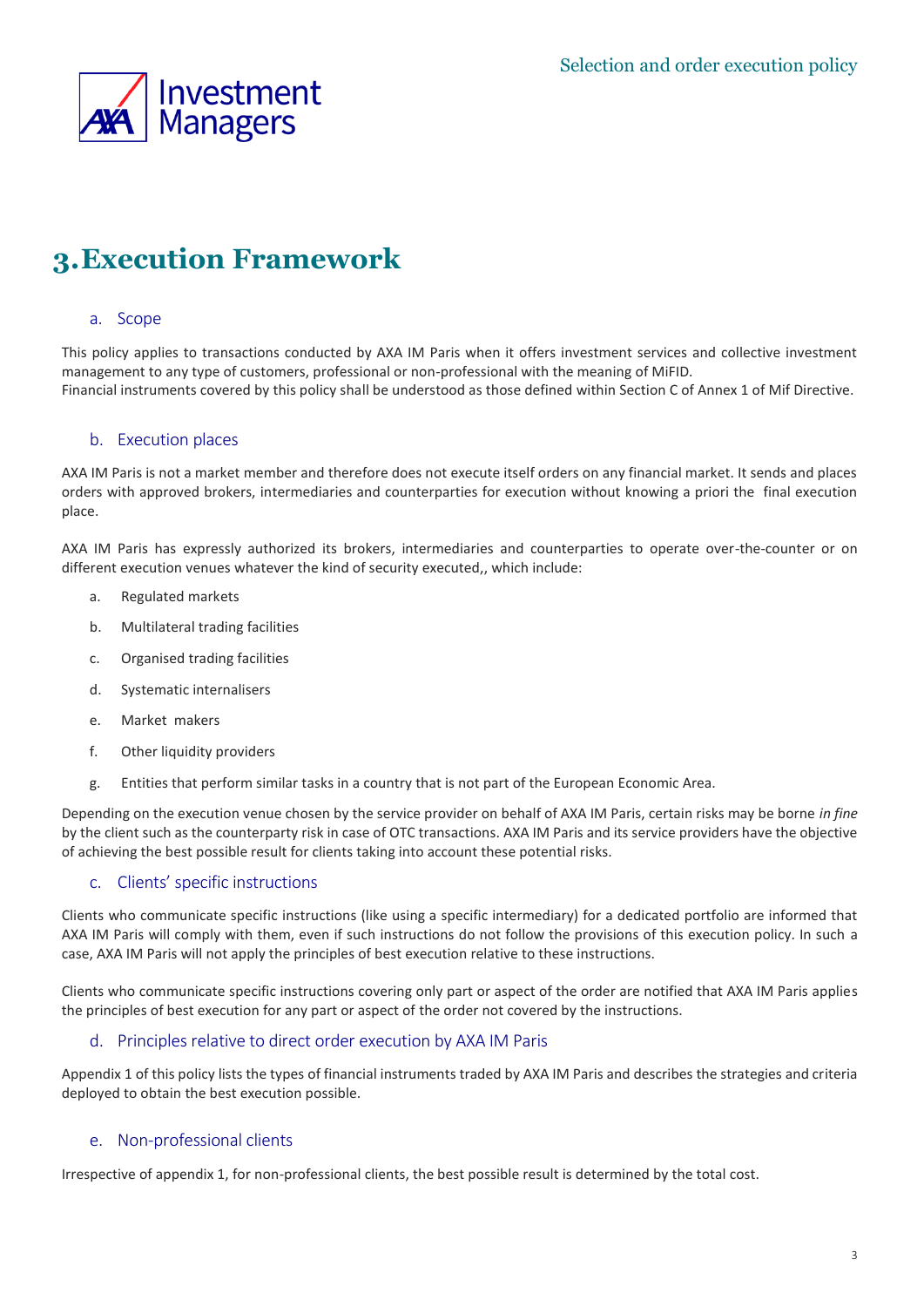# 3. Execution Framework

## a. Scope

This policy applies to transactions conducted by AXA IM Paris when it offers investment services and collective investment management to any type of customers, professional or non-professional with the meaning of MiFID.
Financial instruments covered by this policy shall be understood as those defined within Section C of Annex 1 of Mif Directive.

## b. Execution places

AXA IM Paris is not a market member and therefore does not execute itself orders on any financial market. It sends and places orders with approved brokers, intermediaries and counterparties for execution without knowing a priori the final execution place.

AXA IM Paris has expressly authorized its brokers, intermediaries and counterparties to operate over-the-counter or on different execution venues whatever the kind of security executed,, which include:

a. Regulated markets
b. Multilateral trading facilities
c. Organised trading facilities
d. Systematic internalisers
e. Market makers
f. Other liquidity providers
g. Entities that perform similar tasks in a country that is not part of the European Economic Area.

Depending on the execution venue chosen by the service provider on behalf of AXA IM Paris, certain risks may be borne *in fine* by the client such as the counterparty risk in case of OTC transactions. AXA IM Paris and its service providers have the objective of achieving the best possible result for clients taking into account these potential risks.

## c. Clients' specific instructions

Clients who communicate specific instructions (like using a specific intermediary) for a dedicated portfolio are informed that AXA IM Paris will comply with them, even if such instructions do not follow the provisions of this execution policy. In such a case, AXA IM Paris will not apply the principles of best execution relative to these instructions.

Clients who communicate specific instructions covering only part or aspect of the order are notified that AXA IM Paris applies the principles of best execution for any part or aspect of the order not covered by the instructions.

## d. Principles relative to direct order execution by AXA IM Paris

Appendix 1 of this policy lists the types of financial instruments traded by AXA IM Paris and describes the strategies and criteria deployed to obtain the best execution possible.

## e. Non-professional clients

Irrespective of appendix 1, for non-professional clients, the best possible result is determined by the total cost.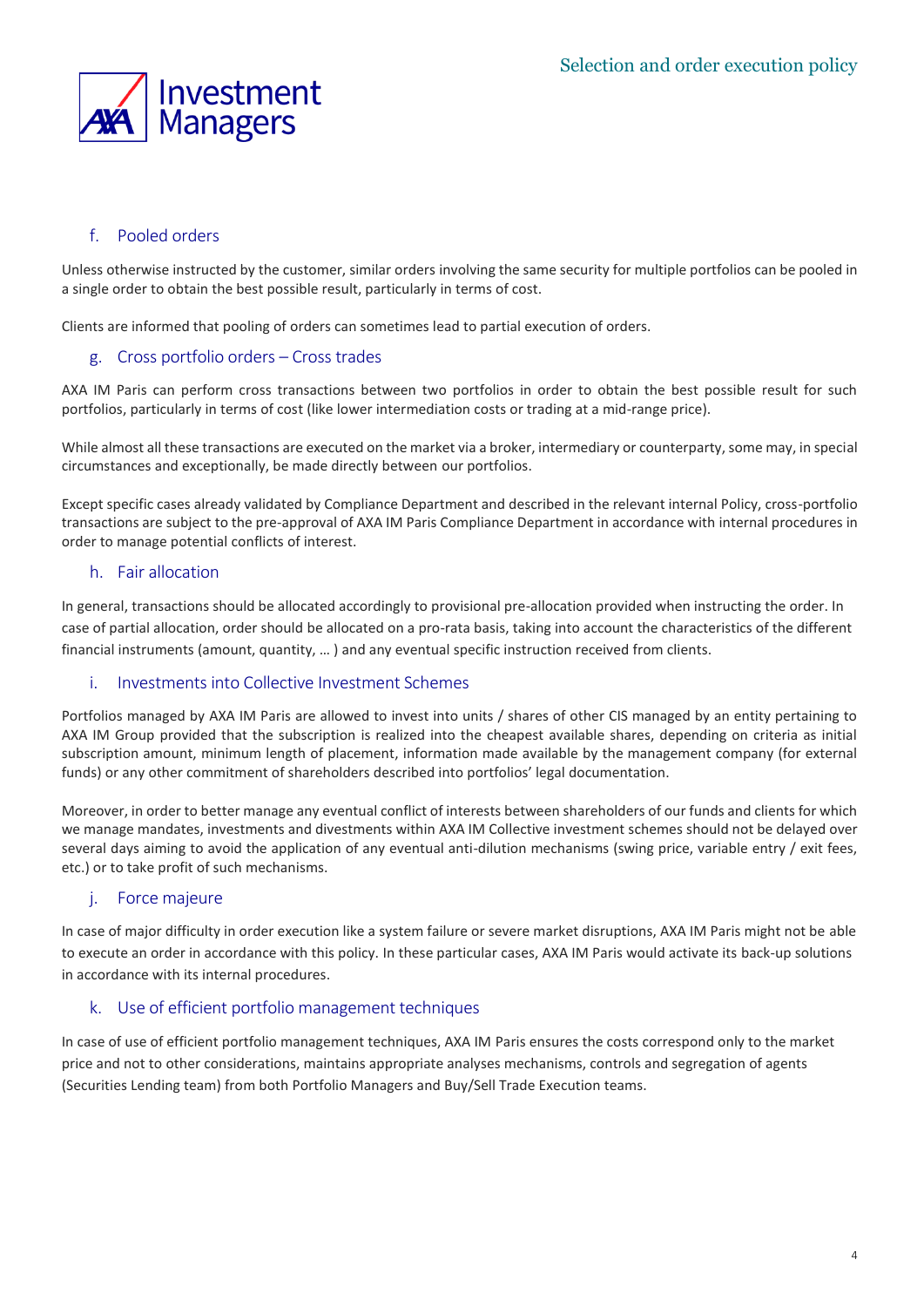### f. Pooled orders

Unless otherwise instructed by the customer, similar orders involving the same security for multiple portfolios can be pooled in a single order to obtain the best possible result, particularly in terms of cost.

Clients are informed that pooling of orders can sometimes lead to partial execution of orders.

### g. Cross portfolio orders – Cross trades

AXA IM Paris can perform cross transactions between two portfolios in order to obtain the best possible result for such portfolios, particularly in terms of cost (like lower intermediation costs or trading at a mid-range price).

While almost all these transactions are executed on the market via a broker, intermediary or counterparty, some may, in special circumstances and exceptionally, be made directly between our portfolios.

Except specific cases already validated by Compliance Department and described in the relevant internal Policy, cross-portfolio transactions are subject to the pre-approval of AXA IM Paris Compliance Department in accordance with internal procedures in order to manage potential conflicts of interest.

### h. Fair allocation

In general, transactions should be allocated accordingly to provisional pre-allocation provided when instructing the order. In case of partial allocation, order should be allocated on a pro-rata basis, taking into account the characteristics of the different financial instruments (amount, quantity, … ) and any eventual specific instruction received from clients.

### i. Investments into Collective Investment Schemes

Portfolios managed by AXA IM Paris are allowed to invest into units / shares of other CIS managed by an entity pertaining to AXA IM Group provided that the subscription is realized into the cheapest available shares, depending on criteria as initial subscription amount, minimum length of placement, information made available by the management company (for external funds) or any other commitment of shareholders described into portfolios' legal documentation.

Moreover, in order to better manage any eventual conflict of interests between shareholders of our funds and clients for which we manage mandates, investments and divestments within AXA IM Collective investment schemes should not be delayed over several days aiming to avoid the application of any eventual anti-dilution mechanisms (swing price, variable entry / exit fees, etc.) or to take profit of such mechanisms.

### j. Force majeure

In case of major difficulty in order execution like a system failure or severe market disruptions, AXA IM Paris might not be able to execute an order in accordance with this policy. In these particular cases, AXA IM Paris would activate its back-up solutions in accordance with its internal procedures.

### k. Use of efficient portfolio management techniques

In case of use of efficient portfolio management techniques, AXA IM Paris ensures the costs correspond only to the market price and not to other considerations, maintains appropriate analyses mechanisms, controls and segregation of agents (Securities Lending team) from both Portfolio Managers and Buy/Sell Trade Execution teams.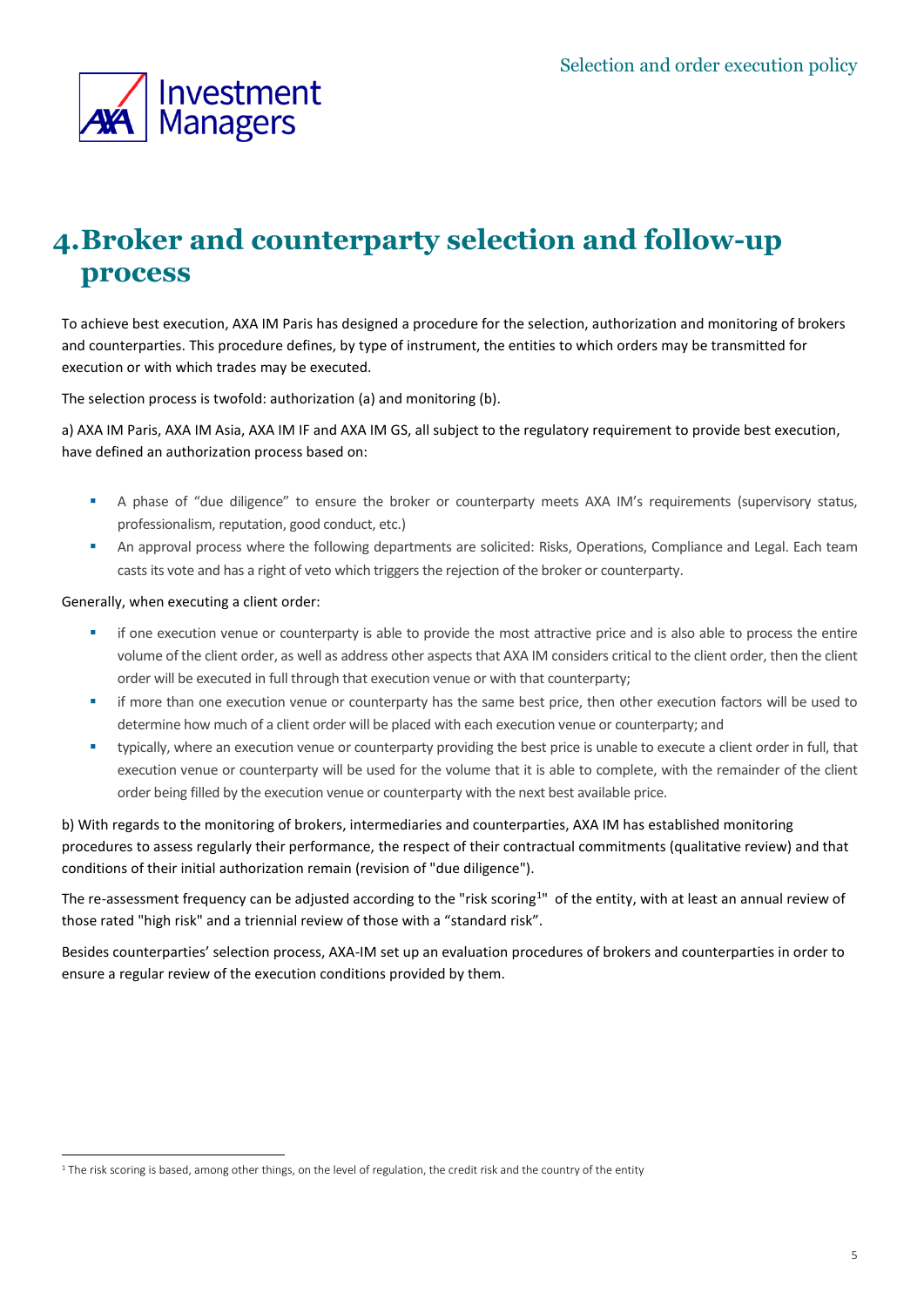# 4. Broker and counterparty selection and follow-up process

To achieve best execution, AXA IM Paris has designed a procedure for the selection, authorization and monitoring of brokers and counterparties. This procedure defines, by type of instrument, the entities to which orders may be transmitted for execution or with which trades may be executed.

The selection process is twofold: authorization (a) and monitoring (b).

a) AXA IM Paris, AXA IM Asia, AXA IM IF and AXA IM GS, all subject to the regulatory requirement to provide best execution, have defined an authorization process based on:

- A phase of "due diligence" to ensure the broker or counterparty meets AXA IM's requirements (supervisory status, professionalism, reputation, good conduct, etc.)
- An approval process where the following departments are solicited: Risks, Operations, Compliance and Legal. Each team casts its vote and has a right of veto which triggers the rejection of the broker or counterparty.

Generally, when executing a client order:

- if one execution venue or counterparty is able to provide the most attractive price and is also able to process the entire volume of the client order, as well as address other aspects that AXA IM considers critical to the client order, then the client order will be executed in full through that execution venue or with that counterparty;
- if more than one execution venue or counterparty has the same best price, then other execution factors will be used to determine how much of a client order will be placed with each execution venue or counterparty; and
- typically, where an execution venue or counterparty providing the best price is unable to execute a client order in full, that execution venue or counterparty will be used for the volume that it is able to complete, with the remainder of the client order being filled by the execution venue or counterparty with the next best available price.

b) With regards to the monitoring of brokers, intermediaries and counterparties, AXA IM has established monitoring procedures to assess regularly their performance, the respect of their contractual commitments (qualitative review) and that conditions of their initial authorization remain (revision of "due diligence").

The re-assessment frequency can be adjusted according to the "risk scoring[1]" of the entity, with at least an annual review of those rated "high risk" and a triennial review of those with a "standard risk".

Besides counterparties' selection process, AXA-IM set up an evaluation procedures of brokers and counterparties in order to ensure a regular review of the execution conditions provided by them.

[1] The risk scoring is based, among other things, on the level of regulation, the credit risk and the country of the entity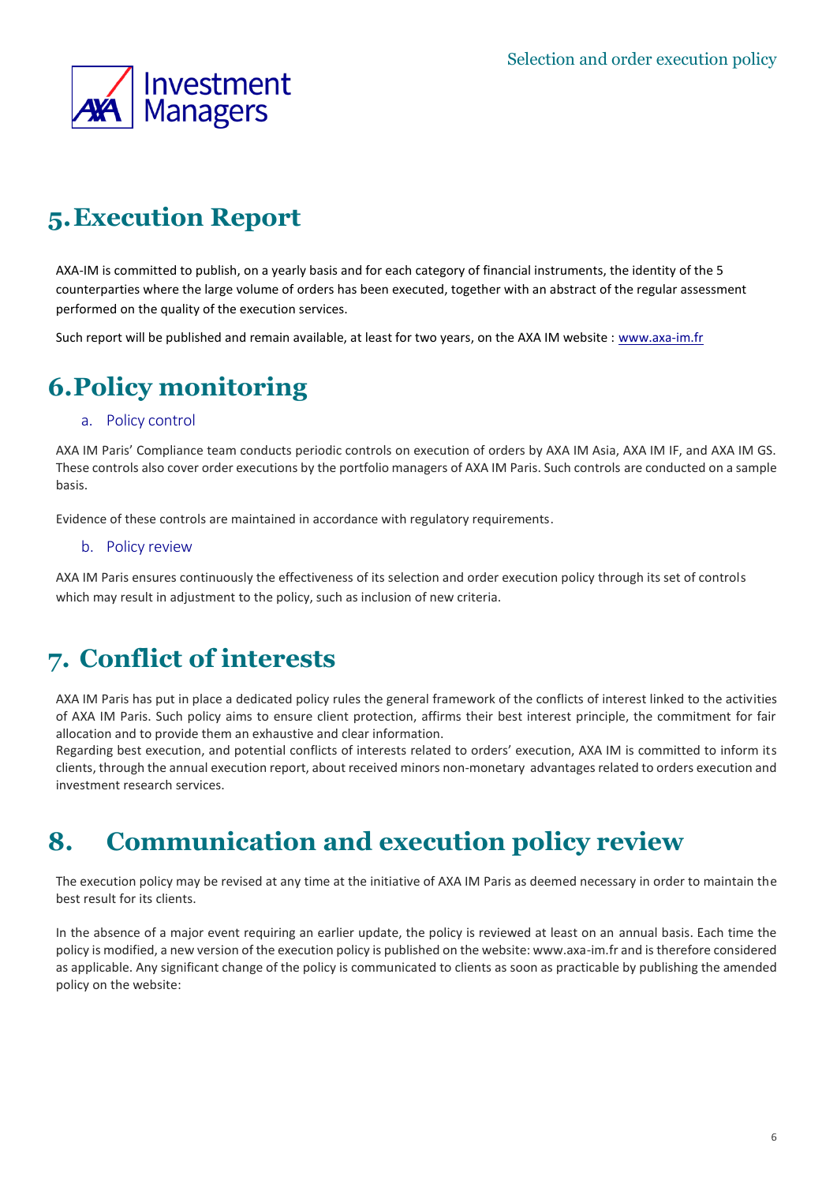# 5. Execution Report

AXA-IM is committed to publish, on a yearly basis and for each category of financial instruments, the identity of the 5 counterparties where the large volume of orders has been executed, together with an abstract of the regular assessment performed on the quality of the execution services.

Such report will be published and remain available, at least for two years, on the AXA IM website : [www.axa-im.fr](www.axa-im.fr)

# 6. Policy monitoring

## a. Policy control

AXA IM Paris' Compliance team conducts periodic controls on execution of orders by AXA IM Asia, AXA IM IF, and AXA IM GS. These controls also cover order executions by the portfolio managers of AXA IM Paris. Such controls are conducted on a sample basis.

Evidence of these controls are maintained in accordance with regulatory requirements.

## b. Policy review

AXA IM Paris ensures continuously the effectiveness of its selection and order execution policy through its set of controls which may result in adjustment to the policy, such as inclusion of new criteria.

# 7. Conflict of interests

AXA IM Paris has put in place a dedicated policy rules the general framework of the conflicts of interest linked to the activities of AXA IM Paris. Such policy aims to ensure client protection, affirms their best interest principle, the commitment for fair allocation and to provide them an exhaustive and clear information.
Regarding best execution, and potential conflicts of interests related to orders' execution, AXA IM is committed to inform its clients, through the annual execution report, about received minors non-monetary advantages related to orders execution and investment research services.

# 8. Communication and execution policy review

The execution policy may be revised at any time at the initiative of AXA IM Paris as deemed necessary in order to maintain the best result for its clients.

In the absence of a major event requiring an earlier update, the policy is reviewed at least on an annual basis. Each time the policy is modified, a new version of the execution policy is published on the website: www.axa-im.fr and is therefore considered as applicable. Any significant change of the policy is communicated to clients as soon as practicable by publishing the amended policy on the website: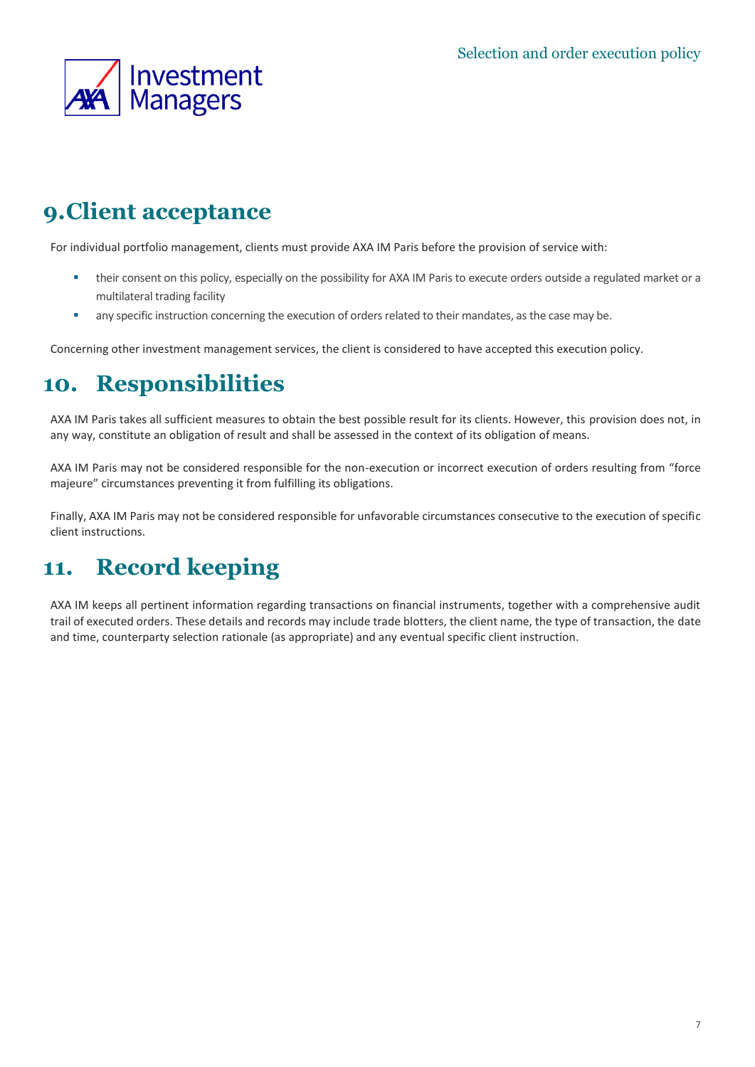# 9. Client acceptance

For individual portfolio management, clients must provide AXA IM Paris before the provision of service with:

- their consent on this policy, especially on the possibility for AXA IM Paris to execute orders outside a regulated market or a multilateral trading facility
- any specific instruction concerning the execution of orders related to their mandates, as the case may be.

Concerning other investment management services, the client is considered to have accepted this execution policy.

# 10. Responsibilities

AXA IM Paris takes all sufficient measures to obtain the best possible result for its clients. However, this provision does not, in any way, constitute an obligation of result and shall be assessed in the context of its obligation of means.

AXA IM Paris may not be considered responsible for the non-execution or incorrect execution of orders resulting from "force majeure" circumstances preventing it from fulfilling its obligations.

Finally, AXA IM Paris may not be considered responsible for unfavorable circumstances consecutive to the execution of specific client instructions.

# 11. Record keeping

AXA IM keeps all pertinent information regarding transactions on financial instruments, together with a comprehensive audit trail of executed orders. These details and records may include trade blotters, the client name, the type of transaction, the date and time, counterparty selection rationale (as appropriate) and any eventual specific client instruction.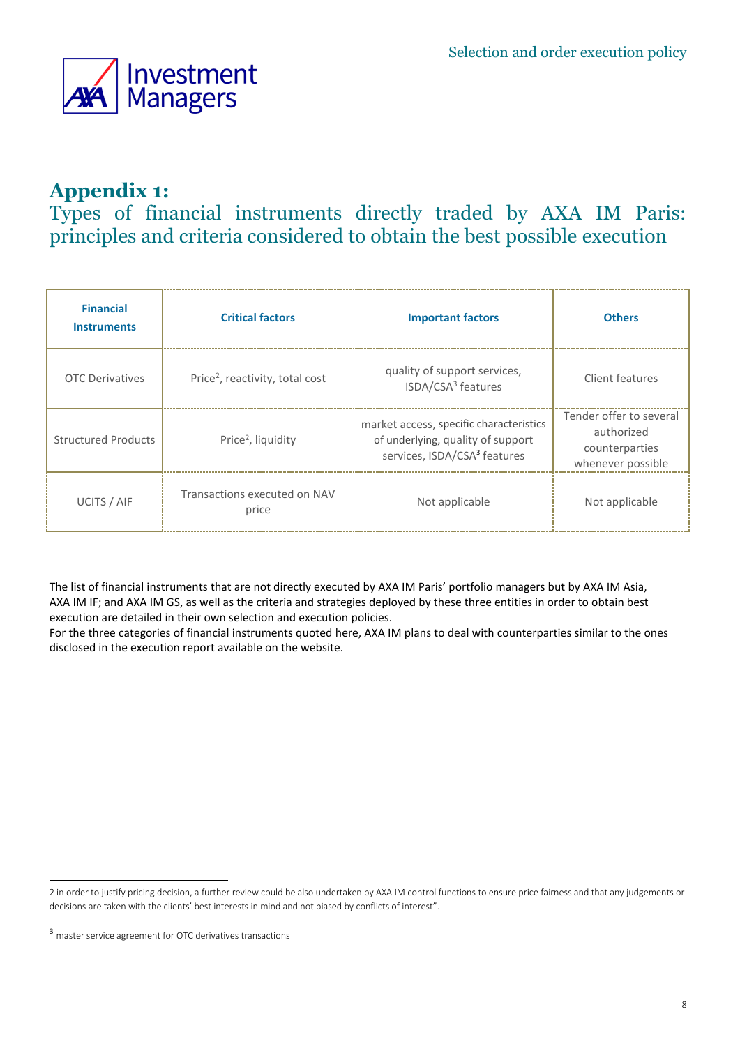# Appendix 1:

## Types of financial instruments directly traded by AXA IM Paris: principles and criteria considered to obtain the best possible execution

| Financial Instruments | Critical factors | Important factors | Others |
|---|---|---|---|
| OTC Derivatives | Price[2], reactivity, total cost | quality of support services, ISDA/CSA[3] features | Client features |
| Structured Products | Price[2], liquidity | market access, specific characteristics of underlying, quality of support services, ISDA/CSA[3] features | Tender offer to several authorized counterparties whenever possible |
| UCITS / AIF | Transactions executed on NAV price | Not applicable | Not applicable |

The list of financial instruments that are not directly executed by AXA IM Paris' portfolio managers but by AXA IM Asia, AXA IM IF; and AXA IM GS, as well as the criteria and strategies deployed by these three entities in order to obtain best execution are detailed in their own selection and execution policies.
For the three categories of financial instruments quoted here, AXA IM plans to deal with counterparties similar to the ones disclosed in the execution report available on the website.

2 in order to justify pricing decision, a further review could be also undertaken by AXA IM control functions to ensure price fairness and that any judgements or decisions are taken with the clients' best interests in mind and not biased by conflicts of interest".

3 master service agreement for OTC derivatives transactions